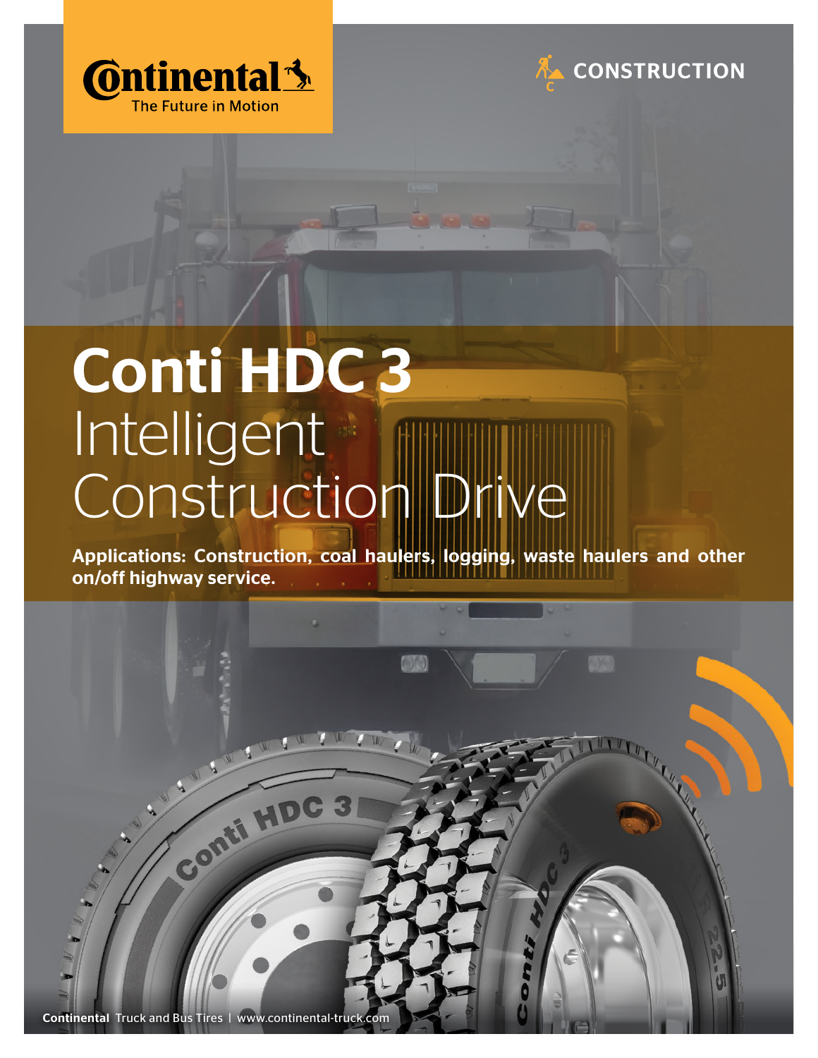Continental
The Future in Motion

CONSTRUCTION

# Conti HDC 3
## Intelligent Construction Drive

**Applications: Construction, coal haulers, logging, waste haulers and other on/off highway service.**

**Continental** Truck and Bus Tires | www.continental-truck.com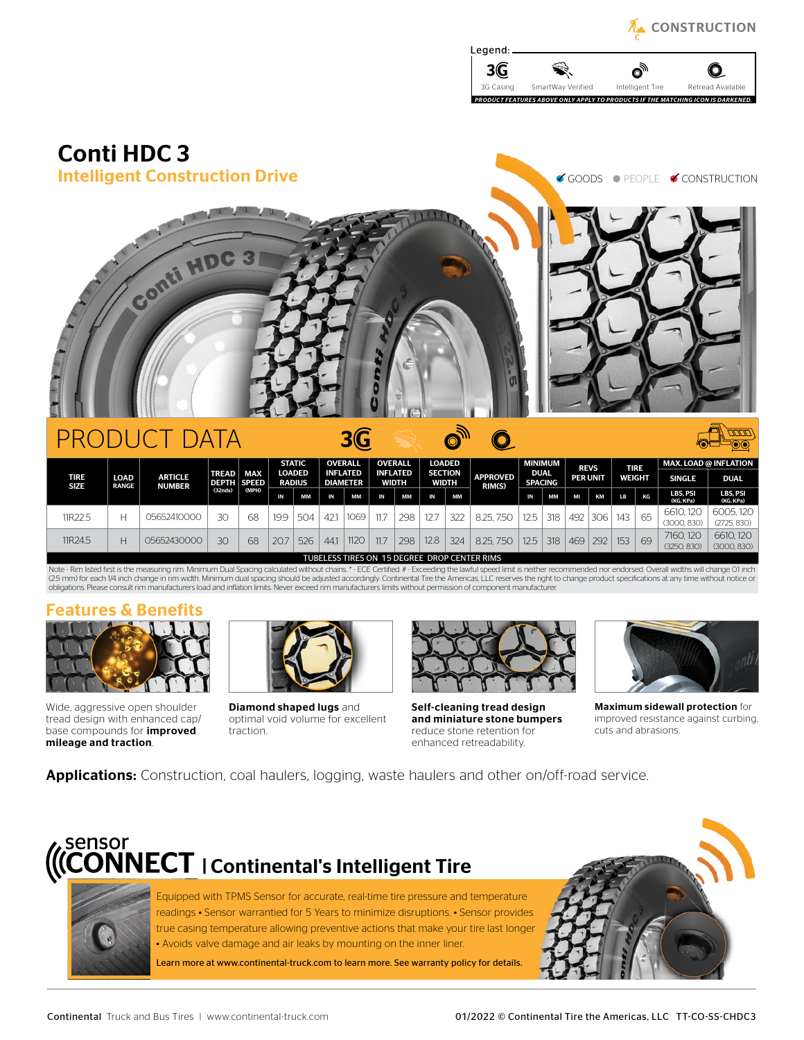CONSTRUCTION

Legend:

3G Casing | SmartWay Verified | Intelligent Tire | Retread Available

PRODUCT FEATURES ABOVE ONLY APPLY TO PRODUCTS IF THE MATCHING ICON IS DARKENED.

# Conti HDC 3

## Intelligent Construction Drive

✔ GOODS ● PEOPLE ✔ CONSTRUCTION

## PRODUCT DATA

| TIRE SIZE | LOAD RANGE | ARTICLE NUMBER | TREAD DEPTH (32nds) | MAX SPEED (MPH) | STATIC LOADED RADIUS | | OVERALL INFLATED DIAMETER | | OVERALL INFLATED WIDTH | | LOADED SECTION WIDTH | | APPROVED RIM(S) | MINIMUM DUAL SPACING | | REVS PER UNIT | | TIRE WEIGHT | | MAX. LOAD @ INFLATION SINGLE | MAX. LOAD @ INFLATION DUAL |
|---|---|---|---|---|---|---|---|---|---|---|---|---|---|---|---|---|---|---|---|---|---|
| | | | | | IN | MM | IN | MM | IN | MM | IN | MM | | IN | MM | MI | KM | LB | KG | LBS, PSI (KG, KPa) | LBS, PSI (KG, KPa) |
| 11R22.5 | H | 05652410000 | 30 | 68 | 19.9 | 504 | 42.1 | 1069 | 11.7 | 298 | 12.7 | 322 | 8.25, 7.50 | 12.5 | 318 | 492 | 306 | 143 | 65 | 6610, 120 (3000, 830) | 6005, 120 (2725, 830) |
| 11R24.5 | H | 05652430000 | 30 | 68 | 20.7 | 526 | 44.1 | 1120 | 11.7 | 298 | 12.8 | 324 | 8.25, 7.50 | 12.5 | 318 | 469 | 292 | 153 | 69 | 7160, 120 (3250, 830) | 6610, 120 (3000, 830) |

TUBELESS TIRES ON 15 DEGREE DROP CENTER RIMS

Note - Rim listed first is the measuring rim. Minimum Dual Spacing calculated without chains. * - ECE Certified. # - Exceeding the lawful speed limit is neither recommended nor endorsed. Overall widths will change 0.1 inch (2.5 mm) for each 1/4 inch change in rim width. Minimum dual spacing should be adjusted accordingly. Continental Tire the Americas, LLC reserves the right to change product specifications at any time without notice or obligations. Please consult rim manufacturers load and inflation limits. Never exceed rim manufacturers limits without permission of component manufacturer.

## Features & Benefits

Wide, aggressive open shoulder tread design with enhanced cap/base compounds for **improved mileage and traction**.

**Diamond shaped lugs** and optimal void volume for excellent traction.

**Self-cleaning tread design and miniature stone bumpers** reduce stone retention for enhanced retreadability.

**Maximum sidewall protection** for improved resistance against curbing, cuts and abrasions.

**Applications:** Construction, coal haulers, logging, waste haulers and other on/off-road service.

## sensor CONNECT | Continental's Intelligent Tire

Equipped with TPMS Sensor for accurate, real-time tire pressure and temperature readings • Sensor warrantied for 5 Years to minimize disruptions. • Sensor provides true casing temperature allowing preventive actions that make your tire last longer • Avoids valve damage and air leaks by mounting on the inner liner.

**Learn more at www.continental-truck.com to learn more. See warranty policy for details.**

Continental Truck and Bus Tires | www.continental-truck.com

01/2022 © Continental Tire the Americas, LLC TT-CO-SS-CHDC3